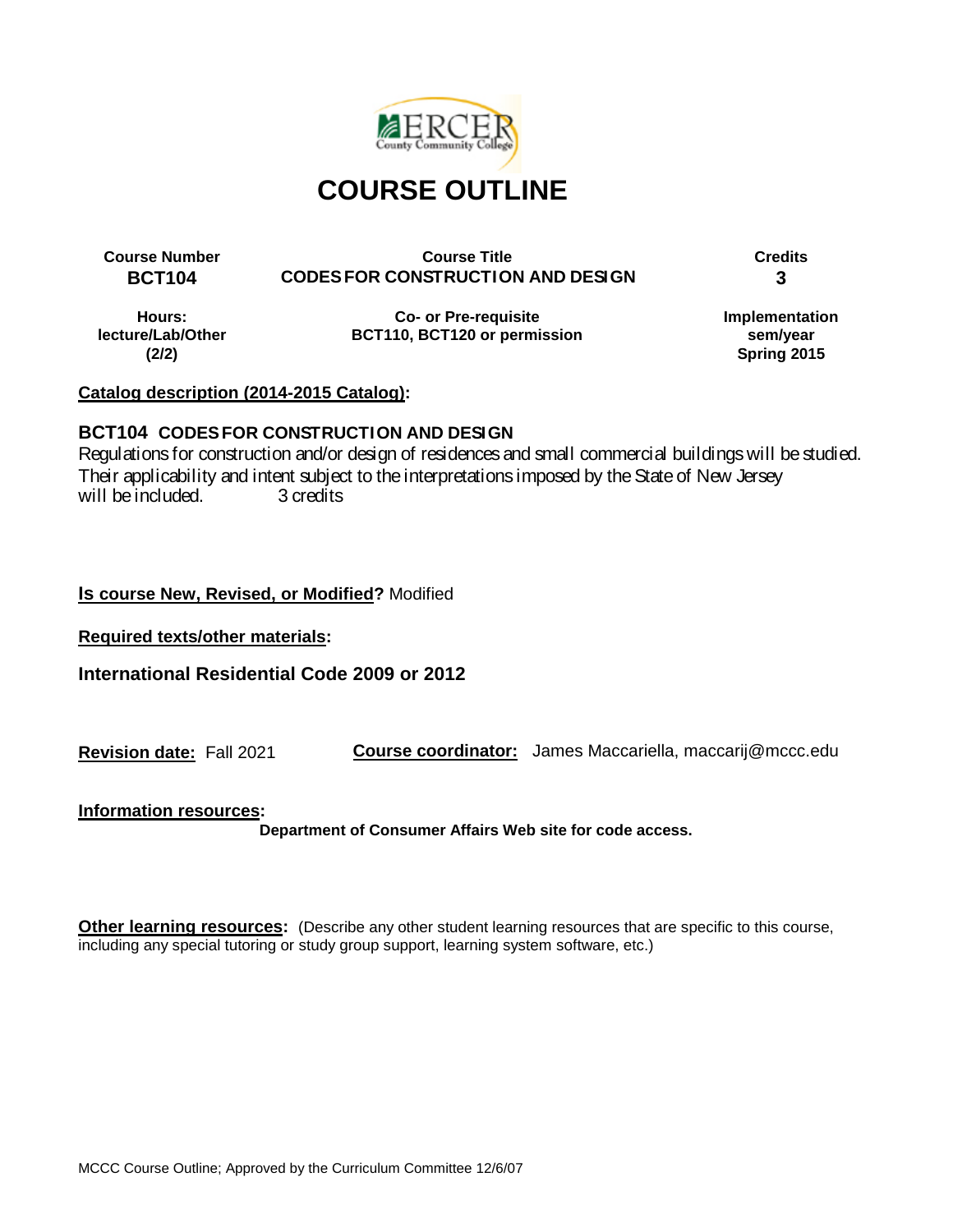# COURSE OUTLINE

| Course Number | Course Title | Credits |
| --- | --- | --- |
| **BCT104** | **CODES FOR CONSTRUCTION AND DESIGN** | **3** |
| **Hours: lecture/Lab/Other (2/2)** | **Co- or Pre-requisite BCT110, BCT120 or permission** | **Implementation sem/year Spring 2015** |

**Catalog description (2014-2015 Catalog):**

**BCT104 CODES FOR CONSTRUCTION AND DESIGN**

Regulations for construction and/or design of residences and small commercial buildings will be studied. Their applicability and intent subject to the interpretations imposed by the State of New Jersey will be included. 3 credits

**Is course New, Revised, or Modified?** Modified

**Required texts/other materials:**

**International Residential Code 2009 or 2012**

**Revision date:** Fall 2021 **Course coordinator:** James Maccariella, maccarij@mccc.edu

**Information resources:**

**Department of Consumer Affairs Web site for code access.**

**Other learning resources:** (Describe any other student learning resources that are specific to this course, including any special tutoring or study group support, learning system software, etc.)

MCCC Course Outline; Approved by the Curriculum Committee 12/6/07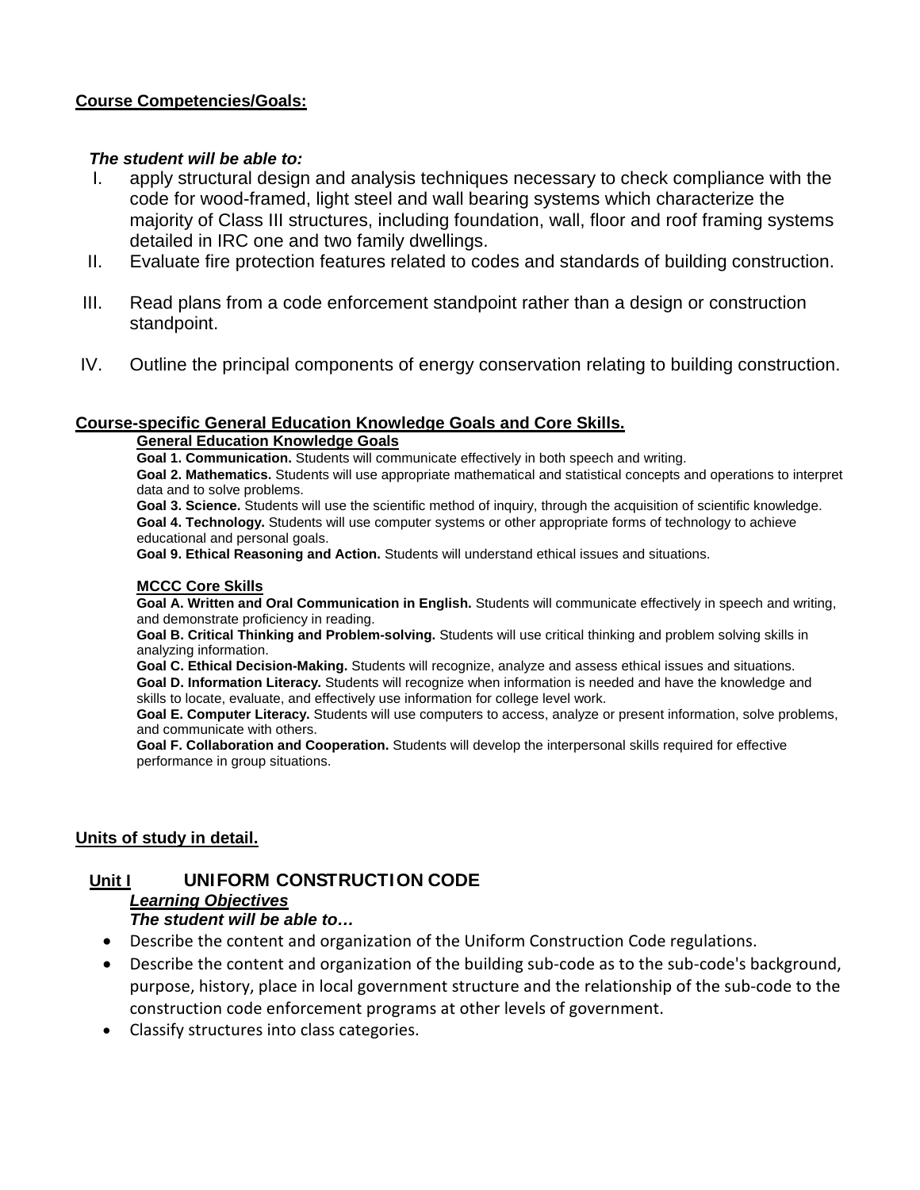**Course Competencies/Goals:**

***The student will be able to:***

I. apply structural design and analysis techniques necessary to check compliance with the code for wood-framed, light steel and wall bearing systems which characterize the majority of Class III structures, including foundation, wall, floor and roof framing systems detailed in IRC one and two family dwellings.

II. Evaluate fire protection features related to codes and standards of building construction.

III. Read plans from a code enforcement standpoint rather than a design or construction standpoint.

IV. Outline the principal components of energy conservation relating to building construction.

**Course-specific General Education Knowledge Goals and Core Skills.**

**General Education Knowledge Goals**

**Goal 1. Communication.** Students will communicate effectively in both speech and writing.

**Goal 2. Mathematics.** Students will use appropriate mathematical and statistical concepts and operations to interpret data and to solve problems.

**Goal 3. Science.** Students will use the scientific method of inquiry, through the acquisition of scientific knowledge.

**Goal 4. Technology.** Students will use computer systems or other appropriate forms of technology to achieve educational and personal goals.

**Goal 9. Ethical Reasoning and Action.** Students will understand ethical issues and situations.

**MCCC Core Skills**

**Goal A. Written and Oral Communication in English.** Students will communicate effectively in speech and writing, and demonstrate proficiency in reading.

**Goal B. Critical Thinking and Problem-solving.** Students will use critical thinking and problem solving skills in analyzing information.

**Goal C. Ethical Decision-Making.** Students will recognize, analyze and assess ethical issues and situations.

**Goal D. Information Literacy.** Students will recognize when information is needed and have the knowledge and skills to locate, evaluate, and effectively use information for college level work.

**Goal E. Computer Literacy.** Students will use computers to access, analyze or present information, solve problems, and communicate with others.

**Goal F. Collaboration and Cooperation.** Students will develop the interpersonal skills required for effective performance in group situations.

**Units of study in detail.**

**Unit I UNIFORM CONSTRUCTION CODE**

***Learning Objectives***

***The student will be able to…***

- Describe the content and organization of the Uniform Construction Code regulations.
- Describe the content and organization of the building sub-code as to the sub-code's background, purpose, history, place in local government structure and the relationship of the sub-code to the construction code enforcement programs at other levels of government.
- Classify structures into class categories.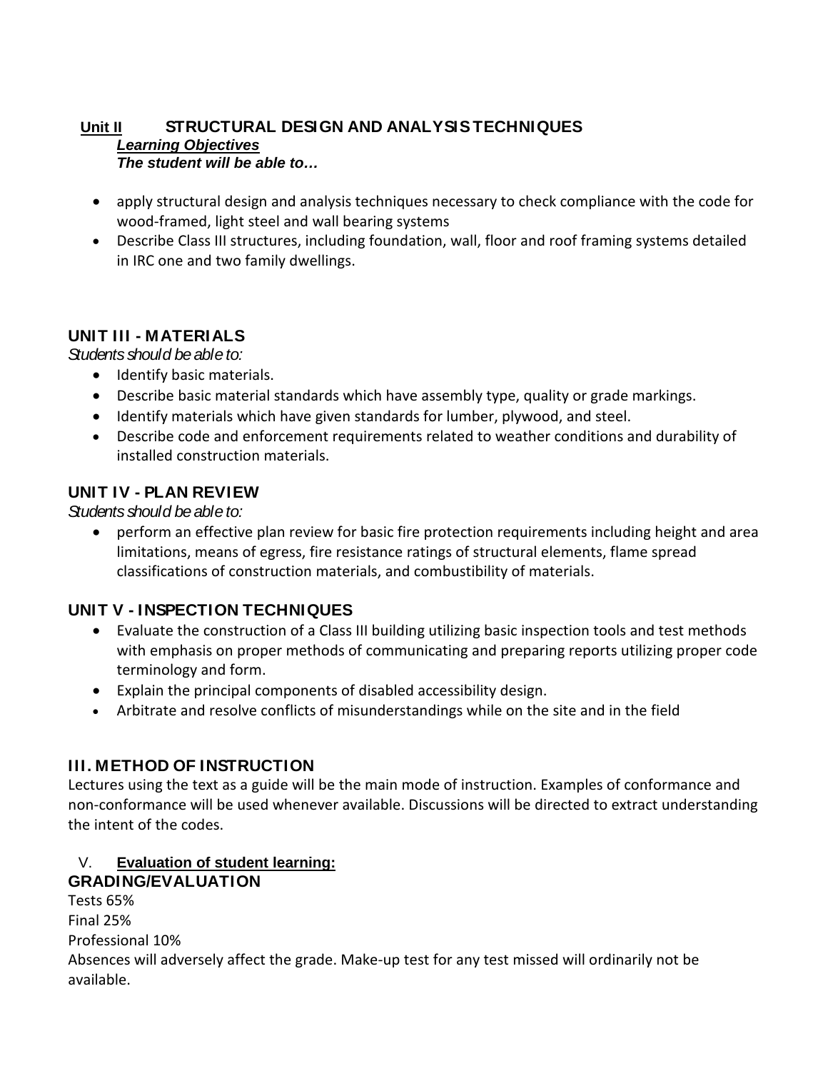## Unit II STRUCTURAL DESIGN AND ANALYSIS TECHNIQUES

***Learning Objectives***

***The student will be able to…***

- apply structural design and analysis techniques necessary to check compliance with the code for wood-framed, light steel and wall bearing systems
- Describe Class III structures, including foundation, wall, floor and roof framing systems detailed in IRC one and two family dwellings.

## UNIT III - MATERIALS

*Students should be able to:*

- Identify basic materials.
- Describe basic material standards which have assembly type, quality or grade markings.
- Identify materials which have given standards for lumber, plywood, and steel.
- Describe code and enforcement requirements related to weather conditions and durability of installed construction materials.

## UNIT IV - PLAN REVIEW

*Students should be able to:*

- perform an effective plan review for basic fire protection requirements including height and area limitations, means of egress, fire resistance ratings of structural elements, flame spread classifications of construction materials, and combustibility of materials.

## UNIT V - INSPECTION TECHNIQUES

- Evaluate the construction of a Class III building utilizing basic inspection tools and test methods with emphasis on proper methods of communicating and preparing reports utilizing proper code terminology and form.
- Explain the principal components of disabled accessibility design.
- Arbitrate and resolve conflicts of misunderstandings while on the site and in the field

## III. METHOD OF INSTRUCTION

Lectures using the text as a guide will be the main mode of instruction. Examples of conformance and non-conformance will be used whenever available. Discussions will be directed to extract understanding the intent of the codes.

## V. **Evaluation of student learning:**

## GRADING/EVALUATION

Tests 65%

Final 25%

Professional 10%

Absences will adversely affect the grade. Make-up test for any test missed will ordinarily not be available.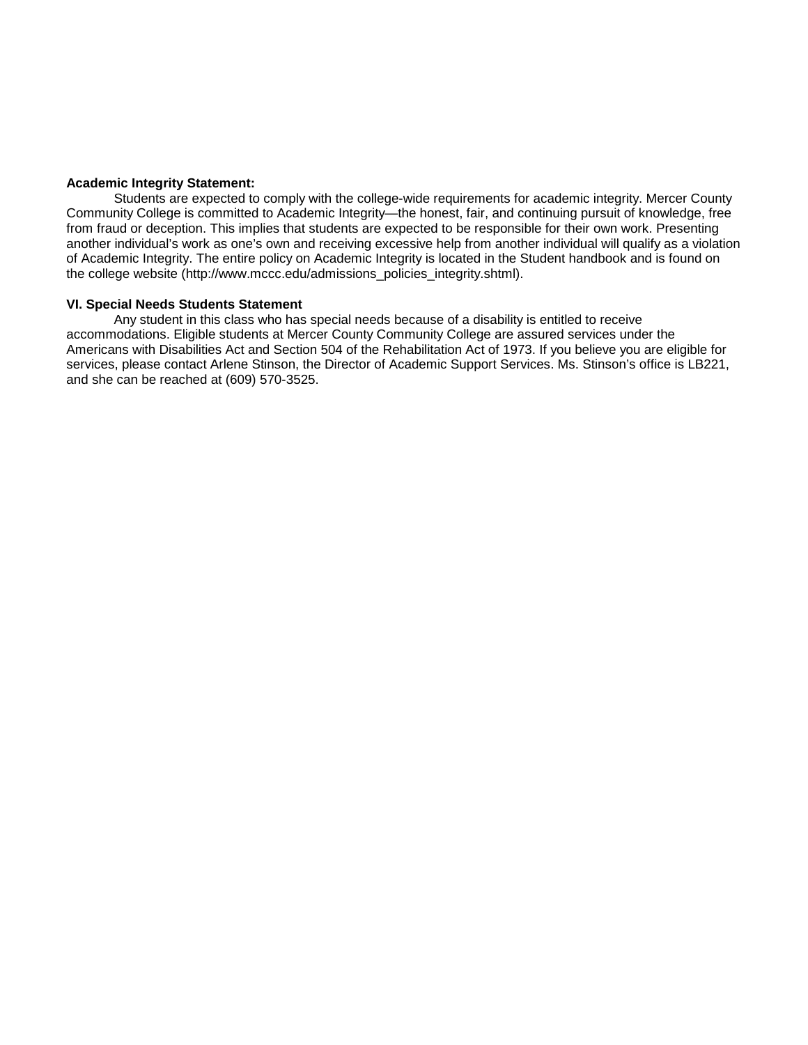**Academic Integrity Statement:**

Students are expected to comply with the college-wide requirements for academic integrity. Mercer County Community College is committed to Academic Integrity—the honest, fair, and continuing pursuit of knowledge, free from fraud or deception. This implies that students are expected to be responsible for their own work. Presenting another individual's work as one's own and receiving excessive help from another individual will qualify as a violation of Academic Integrity. The entire policy on Academic Integrity is located in the Student handbook and is found on the college website (http://www.mccc.edu/admissions_policies_integrity.shtml).

**VI. Special Needs Students Statement**

Any student in this class who has special needs because of a disability is entitled to receive accommodations. Eligible students at Mercer County Community College are assured services under the Americans with Disabilities Act and Section 504 of the Rehabilitation Act of 1973. If you believe you are eligible for services, please contact Arlene Stinson, the Director of Academic Support Services. Ms. Stinson's office is LB221, and she can be reached at (609) 570-3525.